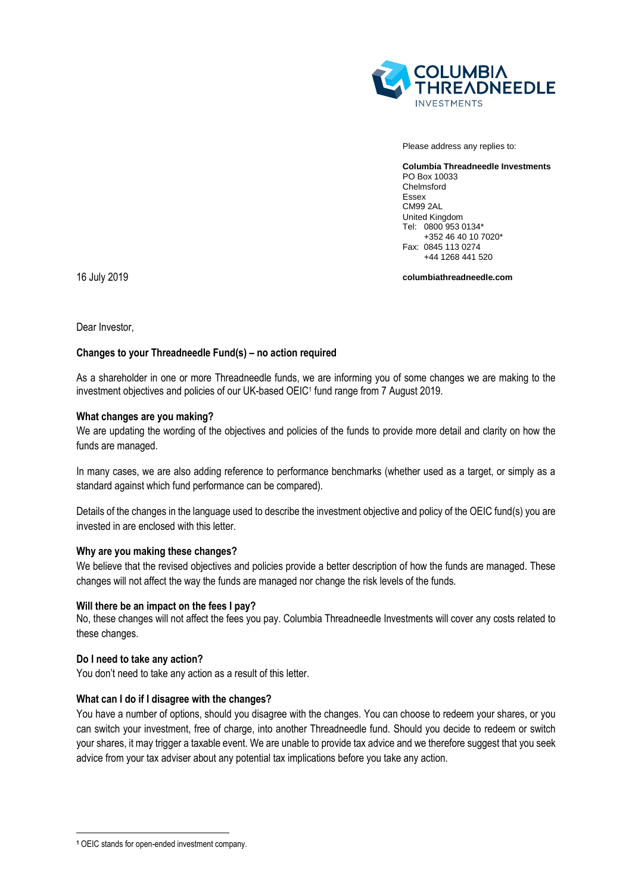Please address any replies to:

**Columbia Threadneedle Investments**
PO Box 10033
Chelmsford
Essex
CM99 2AL
United Kingdom
Tel: 0800 953 0134*
+352 46 40 10 7020*
Fax: 0845 113 0274
+44 1268 441 520

**columbiathreadneedle.com**

16 July 2019

Dear Investor,

**Changes to your Threadneedle Fund(s) – no action required**

As a shareholder in one or more Threadneedle funds, we are informing you of some changes we are making to the investment objectives and policies of our UK-based OEIC[1] fund range from 7 August 2019.

**What changes are you making?**
We are updating the wording of the objectives and policies of the funds to provide more detail and clarity on how the funds are managed.

In many cases, we are also adding reference to performance benchmarks (whether used as a target, or simply as a standard against which fund performance can be compared).

Details of the changes in the language used to describe the investment objective and policy of the OEIC fund(s) you are invested in are enclosed with this letter.

**Why are you making these changes?**
We believe that the revised objectives and policies provide a better description of how the funds are managed. These changes will not affect the way the funds are managed nor change the risk levels of the funds.

**Will there be an impact on the fees I pay?**
No, these changes will not affect the fees you pay. Columbia Threadneedle Investments will cover any costs related to these changes.

**Do I need to take any action?**
You don't need to take any action as a result of this letter.

**What can I do if I disagree with the changes?**
You have a number of options, should you disagree with the changes. You can choose to redeem your shares, or you can switch your investment, free of charge, into another Threadneedle fund. Should you decide to redeem or switch your shares, it may trigger a taxable event. We are unable to provide tax advice and we therefore suggest that you seek advice from your tax adviser about any potential tax implications before you take any action.

[1] OEIC stands for open-ended investment company.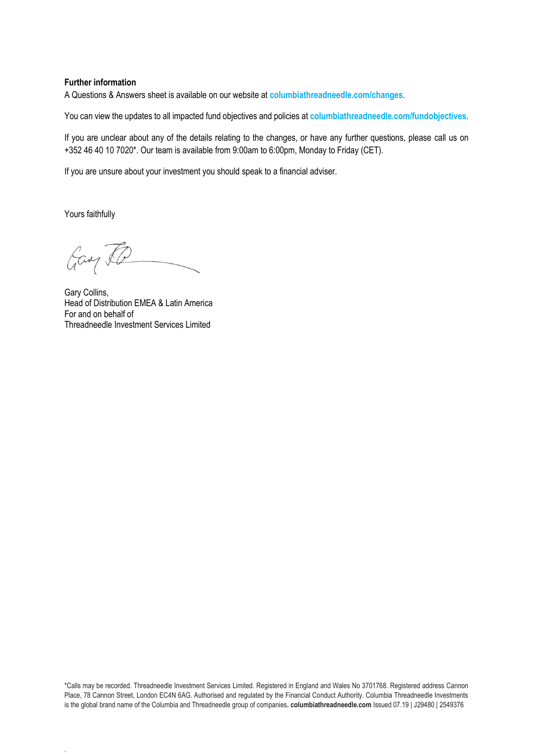**Further information**

A Questions & Answers sheet is available on our website at **columbiathreadneedle.com/changes**.

You can view the updates to all impacted fund objectives and policies at **columbiathreadneedle.com/fundobjectives**.

If you are unclear about any of the details relating to the changes, or have any further questions, please call us on +352 46 40 10 7020*. Our team is available from 9:00am to 6:00pm, Monday to Friday (CET).

If you are unsure about your investment you should speak to a financial adviser.

Yours faithfully

Gary Collins,
Head of Distribution EMEA & Latin America
For and on behalf of
Threadneedle Investment Services Limited

*Calls may be recorded. Threadneedle Investment Services Limited. Registered in England and Wales No 3701768. Registered address Cannon Place, 78 Cannon Street, London EC4N 6AG. Authorised and regulated by the Financial Conduct Authority. Columbia Threadneedle Investments is the global brand name of the Columbia and Threadneedle group of companies**. columbiathreadneedle.com** Issued 07.19 | J29480 | 2549376